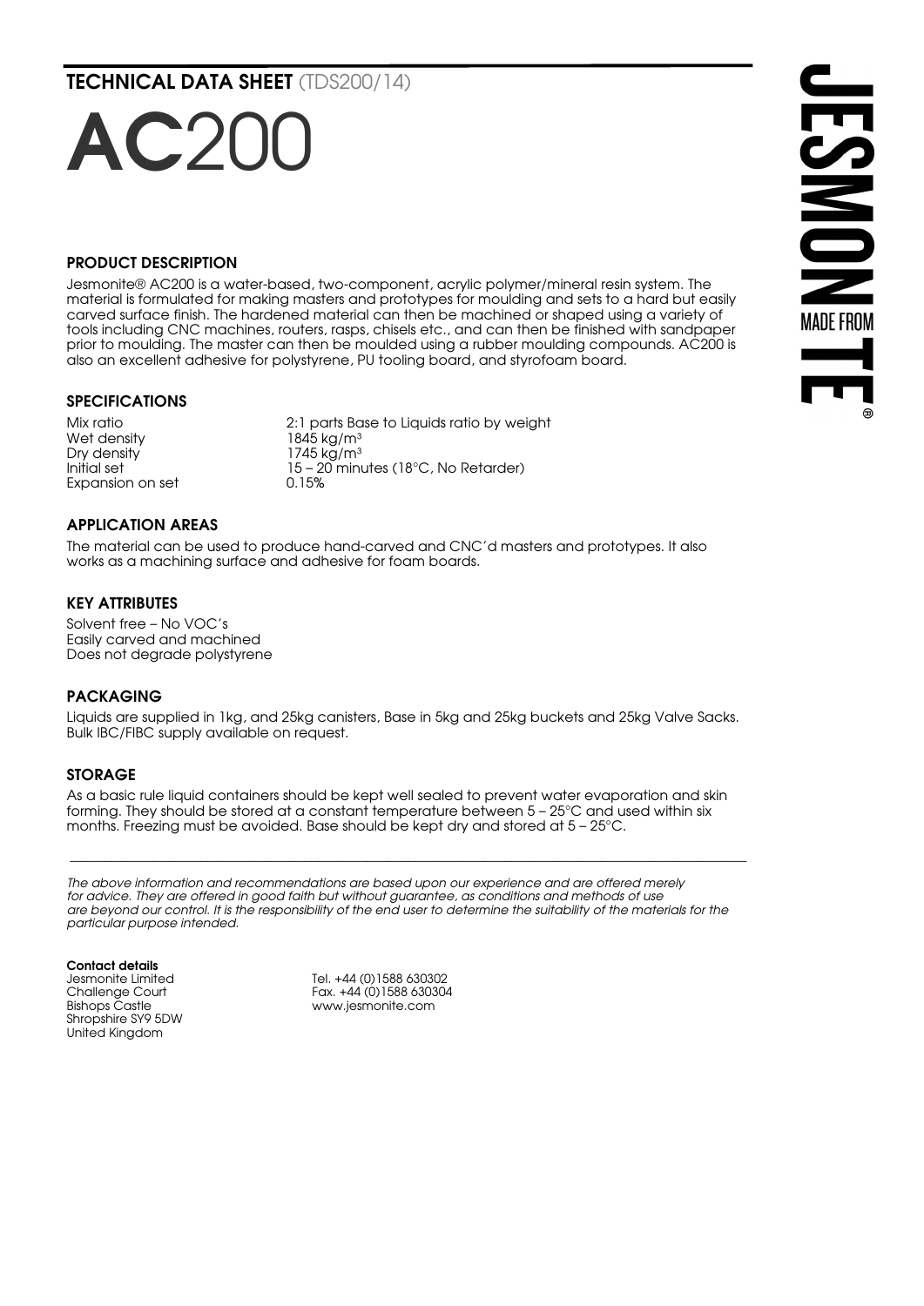**TECHNICAL DATA SHEET** (TDS200/14)

# **AC**200

## PRODUCT DESCRIPTION

Jesmonite® AC200 is a water-based, two-component, acrylic polymer/mineral resin system. The material is formulated for making masters and prototypes for moulding and sets to a hard but easily carved surface finish. The hardened material can then be machined or shaped using a variety of tools including CNC machines, routers, rasps, chisels etc., and can then be finished with sandpaper prior to moulding. The master can then be moulded using a rubber moulding compounds. AC200 is also an excellent adhesive for polystyrene, PU tooling board, and styrofoam board.

## SPECIFICATIONS

| | |
|---|---|
| Mix ratio | 2:1 parts Base to Liquids ratio by weight |
| Wet density | 1845 kg/m$^3$ |
| Dry density | 1745 kg/m$^3$ |
| Initial set | 15 – 20 minutes (18°C, No Retarder) |
| Expansion on set | 0.15% |

## APPLICATION AREAS

The material can be used to produce hand-carved and CNC'd masters and prototypes. It also works as a machining surface and adhesive for foam boards.

## KEY ATTRIBUTES

Solvent free – No VOC's
Easily carved and machined
Does not degrade polystyrene

## PACKAGING

Liquids are supplied in 1kg, and 25kg canisters, Base in 5kg and 25kg buckets and 25kg Valve Sacks. Bulk IBC/FIBC supply available on request.

## STORAGE

As a basic rule liquid containers should be kept well sealed to prevent water evaporation and skin forming. They should be stored at a constant temperature between 5 – 25°C and used within six months. Freezing must be avoided. Base should be kept dry and stored at 5 – 25°C.

---

*The above information and recommendations are based upon our experience and are offered merely for advice. They are offered in good faith but without guarantee, as conditions and methods of use are beyond our control. It is the responsibility of the end user to determine the suitability of the materials for the particular purpose intended.*

**Contact details**
Jesmonite Limited
Challenge Court
Bishops Castle
Shropshire SY9 5DW
United Kingdom

Tel. +44 (0)1588 630302
Fax. +44 (0)1588 630304
www.jesmonite.com

JESMONITE® MADE FROM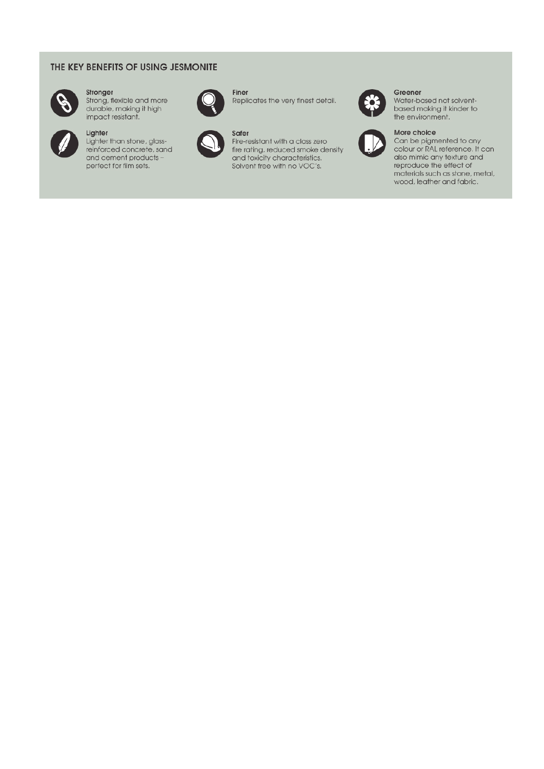## THE KEY BENEFITS OF USING JESMONITE

**Stronger**
Strong, flexible and more durable, making it high impact resistant.

**Lighter**
Lighter than stone, glass-reinforced concrete, sand and cement products – perfect for film sets.

**Finer**
Replicates the very finest detail.

**Safer**
Fire-resistant with a class zero fire rating, reduced smoke density and toxicity characteristics. Solvent free with no VOC's.

**Greener**
Water-based not solvent-based making it kinder to the environment.

**More choice**
Can be pigmented to any colour or RAL reference. It can also mimic any texture and reproduce the effect of materials such as stone, metal, wood, leather and fabric.